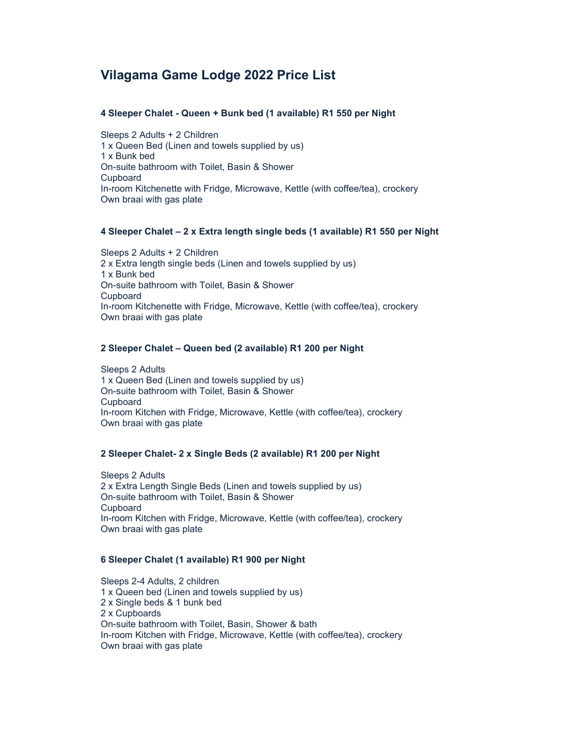# Vilagama Game Lodge 2022 Price List

### 4 Sleeper Chalet - Queen + Bunk bed (1 available) R1 550 per Night

Sleeps 2 Adults + 2 Children
1 x Queen Bed (Linen and towels supplied by us)
1 x Bunk bed
On-suite bathroom with Toilet, Basin & Shower
Cupboard
In-room Kitchenette with Fridge, Microwave, Kettle (with coffee/tea), crockery
Own braai with gas plate

### 4 Sleeper Chalet – 2 x Extra length single beds (1 available) R1 550 per Night

Sleeps 2 Adults + 2 Children
2 x Extra length single beds (Linen and towels supplied by us)
1 x Bunk bed
On-suite bathroom with Toilet, Basin & Shower
Cupboard
In-room Kitchenette with Fridge, Microwave, Kettle (with coffee/tea), crockery
Own braai with gas plate

### 2 Sleeper Chalet – Queen bed (2 available) R1 200 per Night

Sleeps 2 Adults
1 x Queen Bed (Linen and towels supplied by us)
On-suite bathroom with Toilet, Basin & Shower
Cupboard
In-room Kitchen with Fridge, Microwave, Kettle (with coffee/tea), crockery
Own braai with gas plate

### 2 Sleeper Chalet- 2 x Single Beds (2 available) R1 200 per Night

Sleeps 2 Adults
2 x Extra Length Single Beds (Linen and towels supplied by us)
On-suite bathroom with Toilet, Basin & Shower
Cupboard
In-room Kitchen with Fridge, Microwave, Kettle (with coffee/tea), crockery
Own braai with gas plate

### 6 Sleeper Chalet (1 available) R1 900 per Night

Sleeps 2-4 Adults, 2 children
1 x Queen bed (Linen and towels supplied by us)
2 x Single beds & 1 bunk bed
2 x Cupboards
On-suite bathroom with Toilet, Basin, Shower & bath
In-room Kitchen with Fridge, Microwave, Kettle (with coffee/tea), crockery
Own braai with gas plate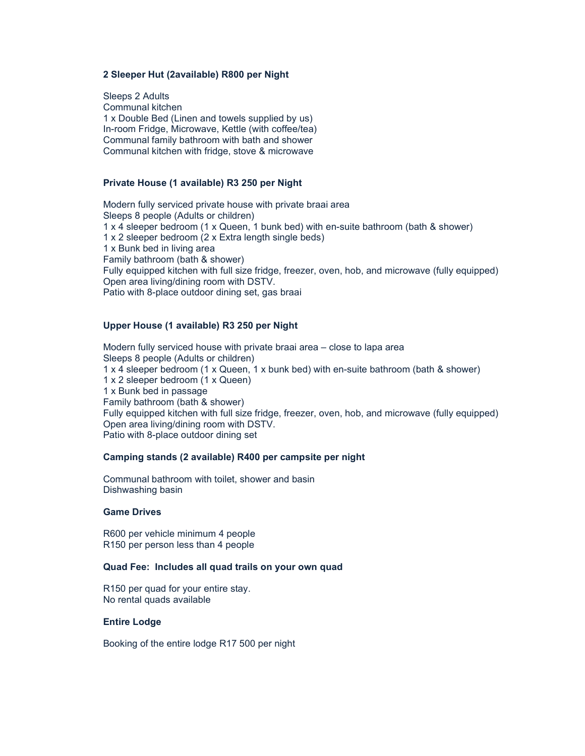**2 Sleeper Hut (2available) R800 per Night**

Sleeps 2 Adults
Communal kitchen
1 x Double Bed (Linen and towels supplied by us)
In-room Fridge, Microwave, Kettle (with coffee/tea)
Communal family bathroom with bath and shower
Communal kitchen with fridge, stove & microwave

**Private House (1 available) R3 250 per Night**

Modern fully serviced private house with private braai area
Sleeps 8 people (Adults or children)
1 x 4 sleeper bedroom (1 x Queen, 1 bunk bed) with en-suite bathroom (bath & shower)
1 x 2 sleeper bedroom (2 x Extra length single beds)
1 x Bunk bed in living area
Family bathroom (bath & shower)
Fully equipped kitchen with full size fridge, freezer, oven, hob, and microwave (fully equipped)
Open area living/dining room with DSTV.
Patio with 8-place outdoor dining set, gas braai

**Upper House (1 available) R3 250 per Night**

Modern fully serviced house with private braai area – close to lapa area
Sleeps 8 people (Adults or children)
1 x 4 sleeper bedroom (1 x Queen, 1 x bunk bed) with en-suite bathroom (bath & shower)
1 x 2 sleeper bedroom (1 x Queen)
1 x Bunk bed in passage
Family bathroom (bath & shower)
Fully equipped kitchen with full size fridge, freezer, oven, hob, and microwave (fully equipped)
Open area living/dining room with DSTV.
Patio with 8-place outdoor dining set

**Camping stands (2 available) R400 per campsite per night**

Communal bathroom with toilet, shower and basin
Dishwashing basin

**Game Drives**

R600 per vehicle minimum 4 people
R150 per person less than 4 people

**Quad Fee: Includes all quad trails on your own quad**

R150 per quad for your entire stay.
No rental quads available

**Entire Lodge**

Booking of the entire lodge R17 500 per night